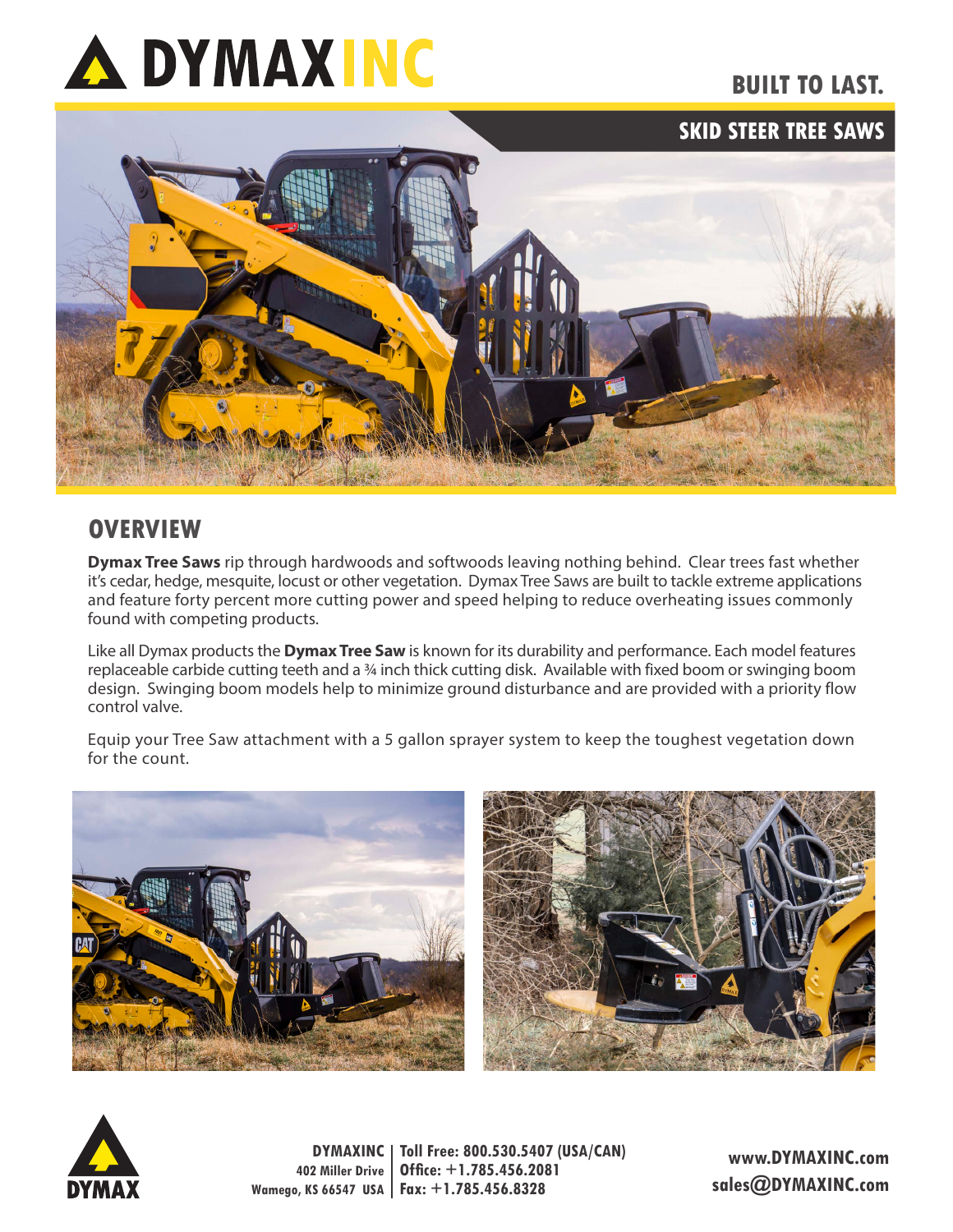# DYMAXINC

BUILT TO LAST.

## SKID STEER TREE SAWS

## OVERVIEW

**Dymax Tree Saws** rip through hardwoods and softwoods leaving nothing behind. Clear trees fast whether it's cedar, hedge, mesquite, locust or other vegetation. Dymax Tree Saws are built to tackle extreme applications and feature forty percent more cutting power and speed helping to reduce overheating issues commonly found with competing products.

Like all Dymax products the **Dymax Tree Saw** is known for its durability and performance. Each model features replaceable carbide cutting teeth and a ¾ inch thick cutting disk. Available with fixed boom or swinging boom design. Swinging boom models help to minimize ground disturbance and are provided with a priority flow control valve.

Equip your Tree Saw attachment with a 5 gallon sprayer system to keep the toughest vegetation down for the count.

DYMAXINC
402 Miller Drive
Wamego, KS 66547 USA

Toll Free: 800.530.5407 (USA/CAN)
Office: +1.785.456.2081
Fax: +1.785.456.8328

www.DYMAXINC.com
sales@DYMAXINC.com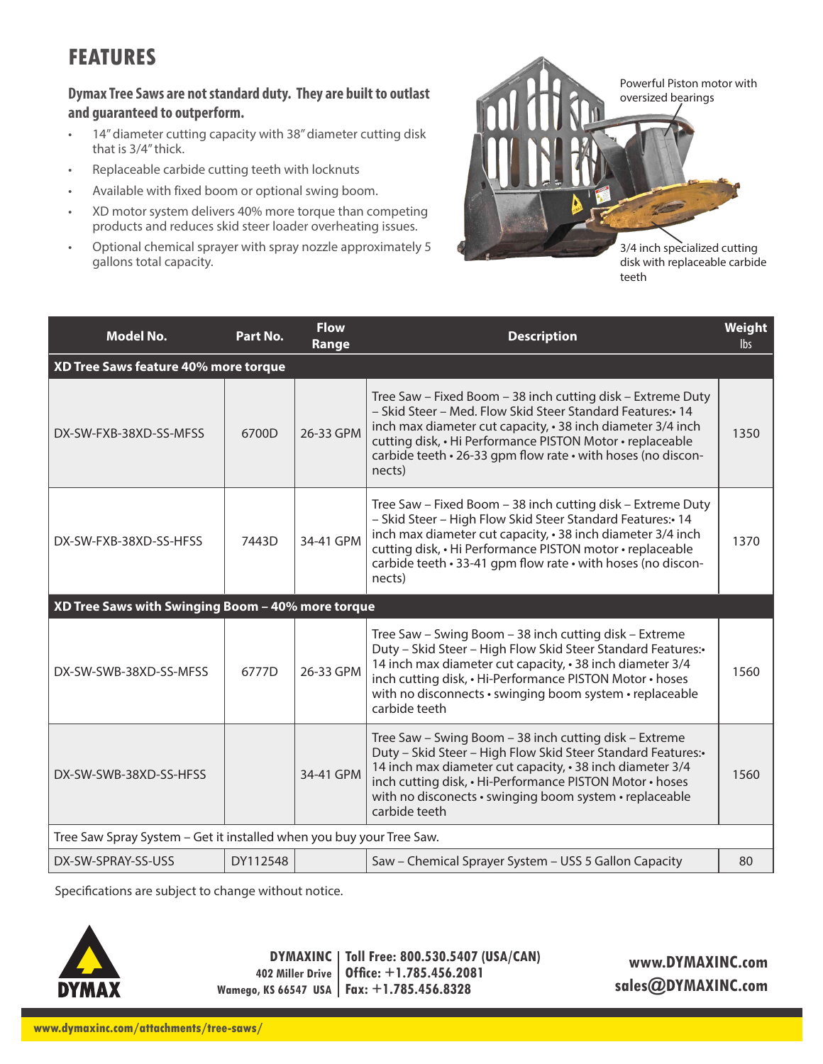# FEATURES

**Dymax Tree Saws are not standard duty. They are built to outlast and guaranteed to outperform.**

- 14" diameter cutting capacity with 38" diameter cutting disk that is 3/4" thick.
- Replaceable carbide cutting teeth with locknuts
- Available with fixed boom or optional swing boom.
- XD motor system delivers 40% more torque than competing products and reduces skid steer loader overheating issues.
- Optional chemical sprayer with spray nozzle approximately 5 gallons total capacity.

Powerful Piston motor with oversized bearings

3/4 inch specialized cutting disk with replaceable carbide teeth

| Model No. | Part No. | Flow Range | Description | Weight lbs |
|---|---|---|---|---|
| **XD Tree Saws feature 40% more torque** | | | | |
| DX-SW-FXB-38XD-SS-MFSS | 6700D | 26-33 GPM | Tree Saw – Fixed Boom – 38 inch cutting disk – Extreme Duty – Skid Steer – Med. Flow Skid Steer Standard Features:• 14 inch max diameter cut capacity, • 38 inch diameter 3/4 inch cutting disk, • Hi Performance PISTON Motor • replaceable carbide teeth • 26-33 gpm flow rate • with hoses (no disconnects) | 1350 |
| DX-SW-FXB-38XD-SS-HFSS | 7443D | 34-41 GPM | Tree Saw – Fixed Boom – 38 inch cutting disk – Extreme Duty – Skid Steer – High Flow Skid Steer Standard Features:• 14 inch max diameter cut capacity, • 38 inch diameter 3/4 inch cutting disk, • Hi Performance PISTON motor • replaceable carbide teeth • 33-41 gpm flow rate • with hoses (no disconnects) | 1370 |
| **XD Tree Saws with Swinging Boom – 40% more torque** | | | | |
| DX-SW-SWB-38XD-SS-MFSS | 6777D | 26-33 GPM | Tree Saw – Swing Boom – 38 inch cutting disk – Extreme Duty – Skid Steer – High Flow Skid Steer Standard Features:• 14 inch max diameter cut capacity, • 38 inch diameter 3/4 inch cutting disk, • Hi-Performance PISTON Motor • hoses with no disconnects • swinging boom system • replaceable carbide teeth | 1560 |
| DX-SW-SWB-38XD-SS-HFSS | | 34-41 GPM | Tree Saw – Swing Boom – 38 inch cutting disk – Extreme Duty – Skid Steer – High Flow Skid Steer Standard Features:• 14 inch max diameter cut capacity, • 38 inch diameter 3/4 inch cutting disk, • Hi-Performance PISTON Motor • hoses with no disconnects • swinging boom system • replaceable carbide teeth | 1560 |
| Tree Saw Spray System – Get it installed when you buy your Tree Saw. | | | | |
| DX-SW-SPRAY-SS-USS | DY112548 | | Saw – Chemical Sprayer System – USS 5 Gallon Capacity | 80 |

Specifications are subject to change without notice.

DYMAX

**DYMAXINC**
402 Miller Drive
Wamego, KS 66547 USA

**Toll Free: 800.530.5407 (USA/CAN)**
**Office: +1.785.456.2081**
**Fax: +1.785.456.8328**

**www.DYMAXINC.com**
**sales@DYMAXINC.com**

www.dymaxinc.com/attachments/tree-saws/